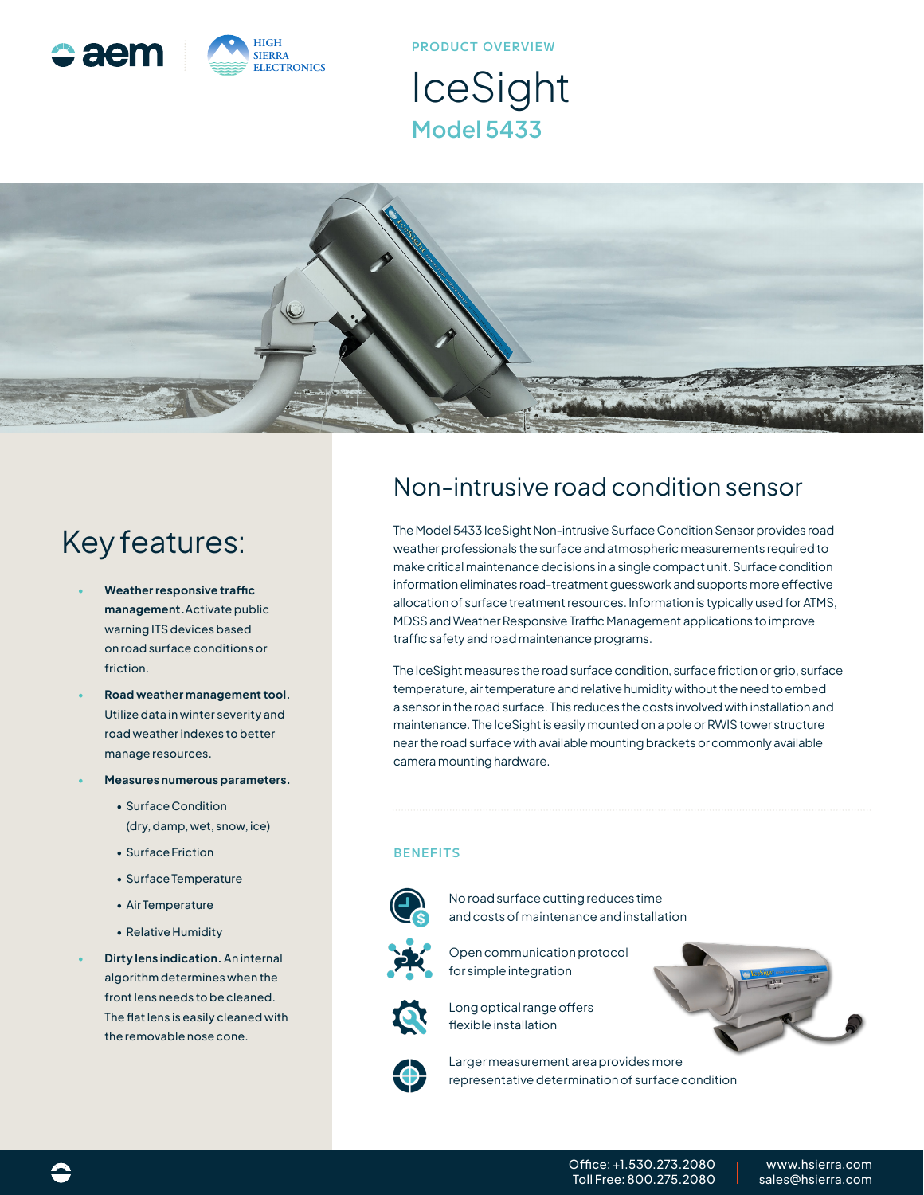PRODUCT OVERVIEW

# IceSight

## Model 5433

## Non-intrusive road condition sensor

The Model 5433 IceSight Non-intrusive Surface Condition Sensor provides road weather professionals the surface and atmospheric measurements required to make critical maintenance decisions in a single compact unit. Surface condition information eliminates road-treatment guesswork and supports more effective allocation of surface treatment resources. Information is typically used for ATMS, MDSS and Weather Responsive Traffic Management applications to improve traffic safety and road maintenance programs.

The IceSight measures the road surface condition, surface friction or grip, surface temperature, air temperature and relative humidity without the need to embed a sensor in the road surface. This reduces the costs involved with installation and maintenance. The IceSight is easily mounted on a pole or RWIS tower structure near the road surface with available mounting brackets or commonly available camera mounting hardware.

## Key features:

- **Weather responsive traffic management.** Activate public warning ITS devices based on road surface conditions or friction.
- **Road weather management tool.** Utilize data in winter severity and road weather indexes to better manage resources.
- **Measures numerous parameters.**
  - Surface Condition (dry, damp, wet, snow, ice)
  - Surface Friction
  - Surface Temperature
  - Air Temperature
  - Relative Humidity
- **Dirty lens indication.** An internal algorithm determines when the front lens needs to be cleaned. The flat lens is easily cleaned with the removable nose cone.

### BENEFITS

- No road surface cutting reduces time and costs of maintenance and installation
- Open communication protocol for simple integration
- Long optical range offers flexible installation
- Larger measurement area provides more representative determination of surface condition

Office: +1.530.273.2080
Toll Free: 800.275.2080
www.hsierra.com
sales@hsierra.com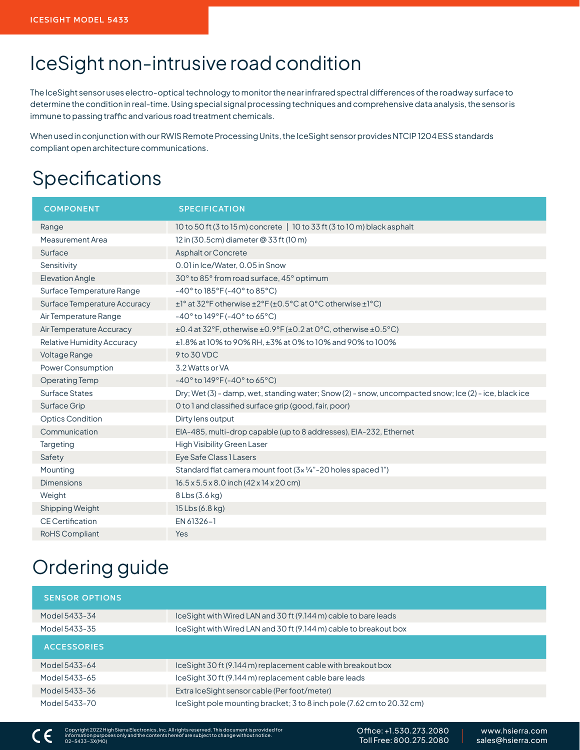# IceSight non-intrusive road condition

The IceSight sensor uses electro-optical technology to monitor the near infrared spectral differences of the roadway surface to determine the condition in real-time. Using special signal processing techniques and comprehensive data analysis, the sensor is immune to passing traffic and various road treatment chemicals.

When used in conjunction with our RWIS Remote Processing Units, the IceSight sensor provides NTCIP 1204 ESS standards compliant open architecture communications.

## Specifications

| COMPONENT | SPECIFICATION |
|---|---|
| Range | 10 to 50 ft (3 to 15 m) concrete \| 10 to 33 ft (3 to 10 m) black asphalt |
| Measurement Area | 12 in (30.5cm) diameter @ 33 ft (10 m) |
| Surface | Asphalt or Concrete |
| Sensitivity | 0.01 in Ice/Water, 0.05 in Snow |
| Elevation Angle | 30° to 85° from road surface, 45° optimum |
| Surface Temperature Range | -40° to 185°F (-40° to 85°C) |
| Surface Temperature Accuracy | ±1° at 32°F otherwise ±2°F (±0.5°C at 0°C otherwise ±1°C) |
| Air Temperature Range | -40° to 149°F (-40° to 65°C) |
| Air Temperature Accuracy | ±0.4 at 32°F, otherwise ±0.9°F (±0.2 at 0°C, otherwise ±0.5°C) |
| Relative Humidity Accuracy | ±1.8% at 10% to 90% RH, ±3% at 0% to 10% and 90% to 100% |
| Voltage Range | 9 to 30 VDC |
| Power Consumption | 3.2 Watts or VA |
| Operating Temp | -40° to 149°F (-40° to 65°C) |
| Surface States | Dry; Wet (3) - damp, wet, standing water; Snow (2) - snow, uncompacted snow; Ice (2) - ice, black ice |
| Surface Grip | 0 to 1 and classified surface grip (good, fair, poor) |
| Optics Condition | Dirty lens output |
| Communication | EIA-485, multi-drop capable (up to 8 addresses), EIA-232, Ethernet |
| Targeting | High Visibility Green Laser |
| Safety | Eye Safe Class 1 Lasers |
| Mounting | Standard flat camera mount foot (3x ¼"-20 holes spaced 1") |
| Dimensions | 16.5 x 5.5 x 8.0 inch (42 x 14 x 20 cm) |
| Weight | 8 Lbs (3.6 kg) |
| Shipping Weight | 15 Lbs (6.8 kg) |
| CE Certification | EN 61326-1 |
| RoHS Compliant | Yes |

## Ordering guide

| SENSOR OPTIONS | |
|---|---|
| Model 5433-34 | IceSight with Wired LAN and 30 ft (9.144 m) cable to bare leads |
| Model 5433-35 | IceSight with Wired LAN and 30 ft (9.144 m) cable to breakout box |
| **ACCESSORIES** | |
| Model 5433-64 | IceSight 30 ft (9.144 m) replacement cable with breakout box |
| Model 5433-65 | IceSight 30 ft (9.144 m) replacement cable bare leads |
| Model 5433-36 | Extra IceSight sensor cable (Per foot/meter) |
| Model 5433-70 | IceSight pole mounting bracket; 3 to 8 inch pole (7.62 cm to 20.32 cm) |

Copyright 2022 High Sierra Electronics, Inc. All rights reserved. This document is provided for information purposes only and the contents hereof are subject to change without notice.
02-5433-3X(M0)

Office: +1.530.273.2080
Toll Free: 800.275.2080

www.hsierra.com
sales@hsierra.com